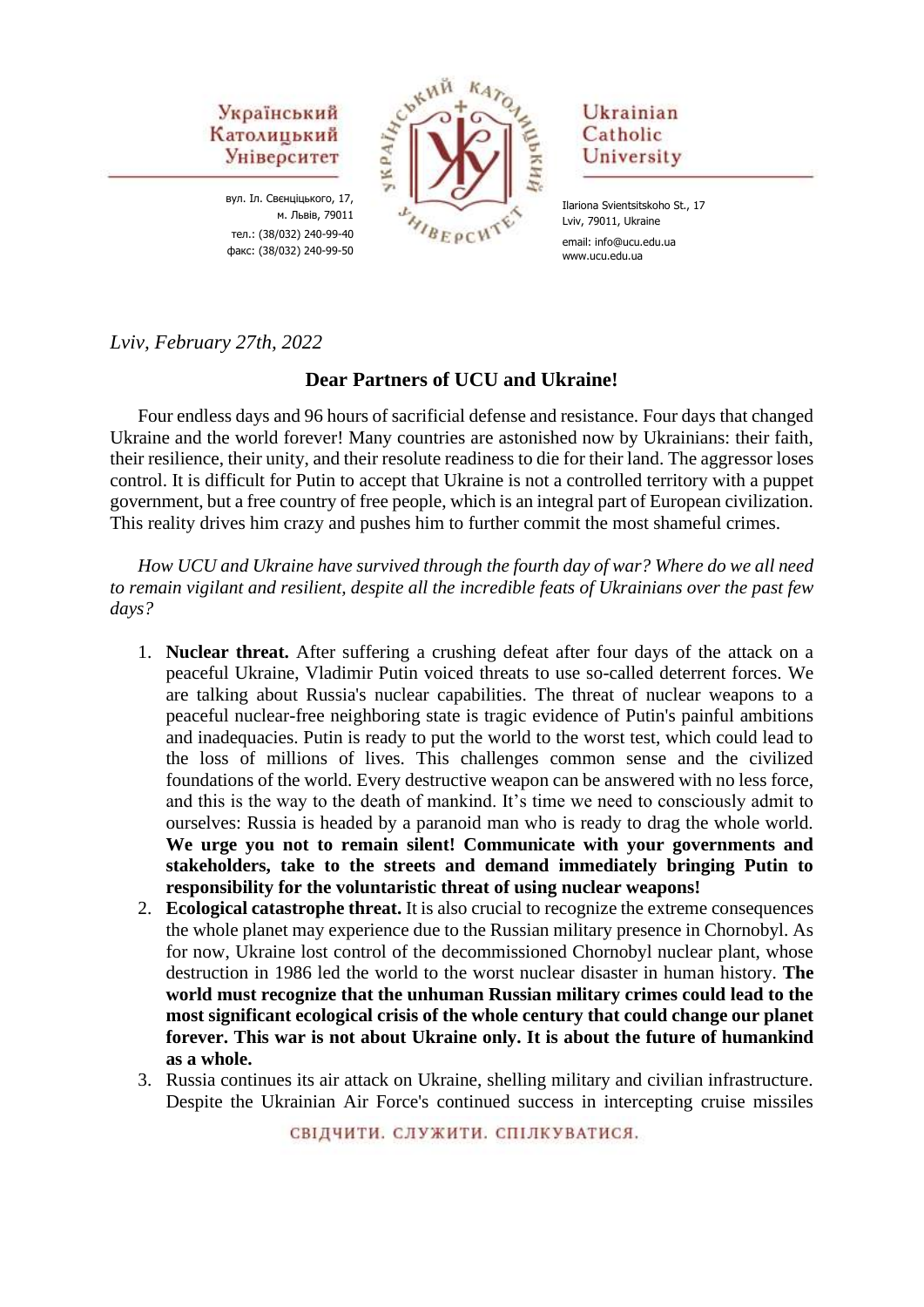Український Католицький Університет

вул. Іл. Свєнціцького, 17,
м. Львів, 79011
тел.: (38/032) 240-99-40
факс: (38/032) 240-99-50

Ukrainian Catholic University

Ilariona Svientsitskoho St., 17
Lviv, 79011, Ukraine
email: info@ucu.edu.ua
www.ucu.edu.ua

*Lviv, February 27th, 2022*

**Dear Partners of UCU and Ukraine!**

Four endless days and 96 hours of sacrificial defense and resistance. Four days that changed Ukraine and the world forever! Many countries are astonished now by Ukrainians: their faith, their resilience, their unity, and their resolute readiness to die for their land. The aggressor loses control. It is difficult for Putin to accept that Ukraine is not a controlled territory with a puppet government, but a free country of free people, which is an integral part of European civilization. This reality drives him crazy and pushes him to further commit the most shameful crimes.

*How UCU and Ukraine have survived through the fourth day of war? Where do we all need to remain vigilant and resilient, despite all the incredible feats of Ukrainians over the past few days?*

1. **Nuclear threat.** After suffering a crushing defeat after four days of the attack on a peaceful Ukraine, Vladimir Putin voiced threats to use so-called deterrent forces. We are talking about Russia's nuclear capabilities. The threat of nuclear weapons to a peaceful nuclear-free neighboring state is tragic evidence of Putin's painful ambitions and inadequacies. Putin is ready to put the world to the worst test, which could lead to the loss of millions of lives. This challenges common sense and the civilized foundations of the world. Every destructive weapon can be answered with no less force, and this is the way to the death of mankind. It's time we need to consciously admit to ourselves: Russia is headed by a paranoid man who is ready to drag the whole world. **We urge you not to remain silent! Communicate with your governments and stakeholders, take to the streets and demand immediately bringing Putin to responsibility for the voluntaristic threat of using nuclear weapons!**
2. **Ecological catastrophe threat.** It is also crucial to recognize the extreme consequences the whole planet may experience due to the Russian military presence in Chornobyl. As for now, Ukraine lost control of the decommissioned Chornobyl nuclear plant, whose destruction in 1986 led the world to the worst nuclear disaster in human history. **The world must recognize that the unhuman Russian military crimes could lead to the most significant ecological crisis of the whole century that could change our planet forever. This war is not about Ukraine only. It is about the future of humankind as a whole.**
3. Russia continues its air attack on Ukraine, shelling military and civilian infrastructure. Despite the Ukrainian Air Force's continued success in intercepting cruise missiles

СВІДЧИТИ. СЛУЖИТИ. СПІЛКУВАТИСЯ.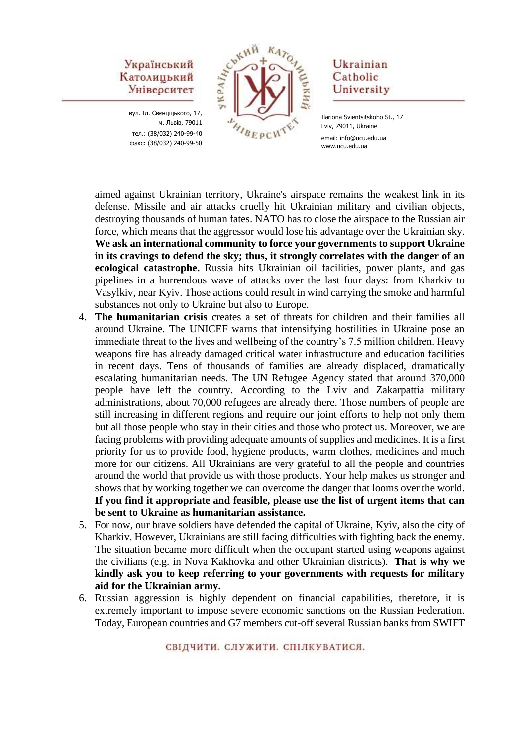aimed against Ukrainian territory, Ukraine's airspace remains the weakest link in its defense. Missile and air attacks cruelly hit Ukrainian military and civilian objects, destroying thousands of human fates. NATO has to close the airspace to the Russian air force, which means that the aggressor would lose his advantage over the Ukrainian sky. **We ask an international community to force your governments to support Ukraine in its cravings to defend the sky; thus, it strongly correlates with the danger of an ecological catastrophe.** Russia hits Ukrainian oil facilities, power plants, and gas pipelines in a horrendous wave of attacks over the last four days: from Kharkiv to Vasylkiv, near Kyiv. Those actions could result in wind carrying the smoke and harmful substances not only to Ukraine but also to Europe.

4. **The humanitarian crisis** creates a set of threats for children and their families all around Ukraine. The UNICEF warns that intensifying hostilities in Ukraine pose an immediate threat to the lives and wellbeing of the country's 7.5 million children. Heavy weapons fire has already damaged critical water infrastructure and education facilities in recent days. Tens of thousands of families are already displaced, dramatically escalating humanitarian needs. The UN Refugee Agency stated that around 370,000 people have left the country. According to the Lviv and Zakarpattia military administrations, about 70,000 refugees are already there. Those numbers of people are still increasing in different regions and require our joint efforts to help not only them but all those people who stay in their cities and those who protect us. Moreover, we are facing problems with providing adequate amounts of supplies and medicines. It is a first priority for us to provide food, hygiene products, warm clothes, medicines and much more for our citizens. All Ukrainians are very grateful to all the people and countries around the world that provide us with those products. Your help makes us stronger and shows that by working together we can overcome the danger that looms over the world. **If you find it appropriate and feasible, please use the list of urgent items that can be sent to Ukraine as humanitarian assistance.**
5. For now, our brave soldiers have defended the capital of Ukraine, Kyiv, also the city of Kharkiv. However, Ukrainians are still facing difficulties with fighting back the enemy. The situation became more difficult when the occupant started using weapons against the civilians (e.g. in Nova Kakhovka and other Ukrainian districts). **That is why we kindly ask you to keep referring to your governments with requests for military aid for the Ukrainian army.**
6. Russian aggression is highly dependent on financial capabilities, therefore, it is extremely important to impose severe economic sanctions on the Russian Federation. Today, European countries and G7 members cut-off several Russian banks from SWIFT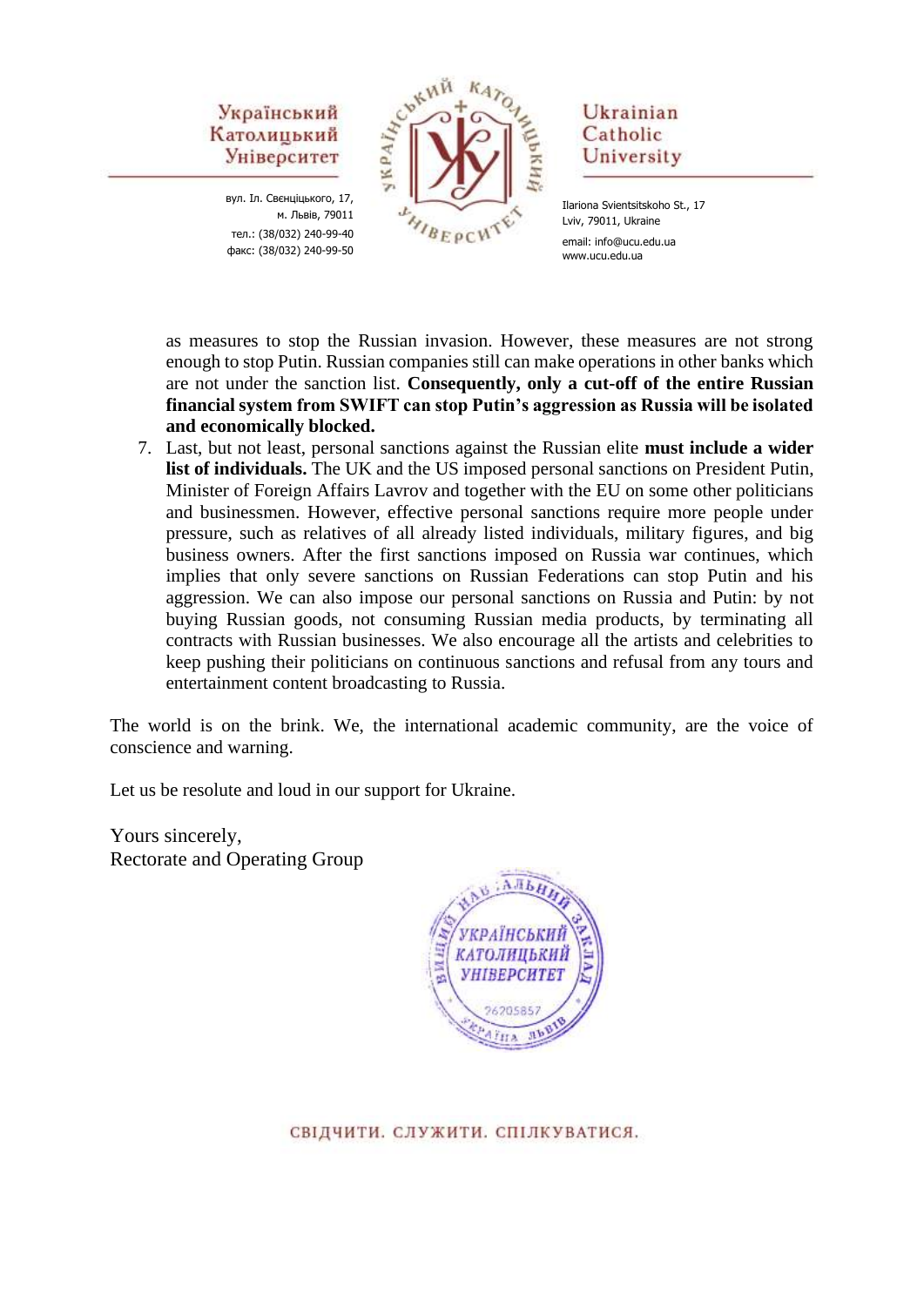as measures to stop the Russian invasion. However, these measures are not strong enough to stop Putin. Russian companies still can make operations in other banks which are not under the sanction list. **Consequently, only a cut-off of the entire Russian financial system from SWIFT can stop Putin's aggression as Russia will be isolated and economically blocked.**

7. Last, but not least, personal sanctions against the Russian elite **must include a wider list of individuals.** The UK and the US imposed personal sanctions on President Putin, Minister of Foreign Affairs Lavrov and together with the EU on some other politicians and businessmen. However, effective personal sanctions require more people under pressure, such as relatives of all already listed individuals, military figures, and big business owners. After the first sanctions imposed on Russia war continues, which implies that only severe sanctions on Russian Federations can stop Putin and his aggression. We can also impose our personal sanctions on Russia and Putin: by not buying Russian goods, not consuming Russian media products, by terminating all contracts with Russian businesses. We also encourage all the artists and celebrities to keep pushing their politicians on continuous sanctions and refusal from any tours and entertainment content broadcasting to Russia.

The world is on the brink. We, the international academic community, are the voice of conscience and warning.

Let us be resolute and loud in our support for Ukraine.

Yours sincerely,
Rectorate and Operating Group

ВИЩИЙ НАВЧАЛЬНИЙ ЗАКЛАД УКРАЇНСЬКИЙ КАТОЛИЦЬКИЙ УНІВЕРСИТЕТ 26205857 УКРАЇНА ЛЬВІВ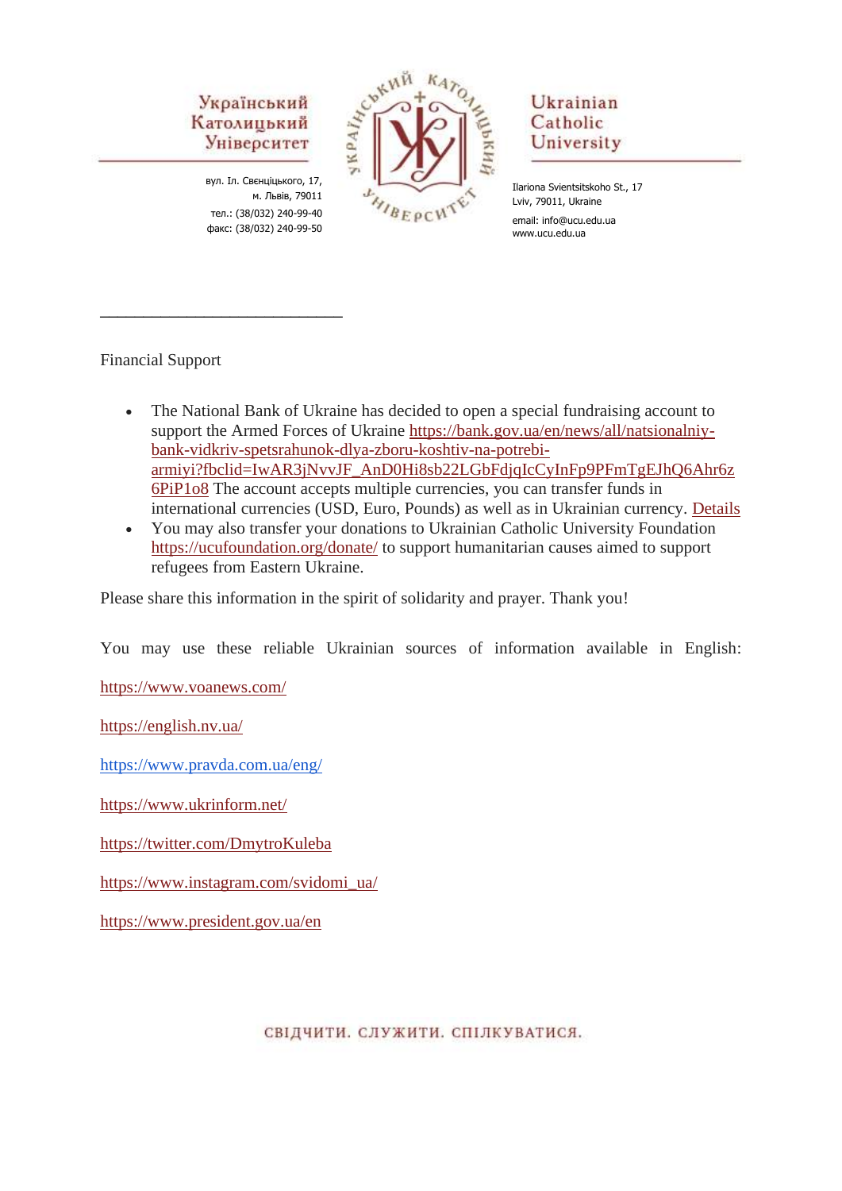Український Католицький Університет

вул. Іл. Свєнціцького, 17,
м. Львів, 79011
тел.: (38/032) 240-99-40
факс: (38/032) 240-99-50

Ukrainian Catholic University

Ilariona Svientsitskoho St., 17
Lviv, 79011, Ukraine
email: info@ucu.edu.ua
www.ucu.edu.ua

______________________________

Financial Support

- The National Bank of Ukraine has decided to open a special fundraising account to support the Armed Forces of Ukraine https://bank.gov.ua/en/news/all/natsionalniy-bank-vidkriv-spetsrahunok-dlya-zboru-koshtiv-na-potrebi-armiyi?fbclid=IwAR3jNvvJF_AnD0Hi8sb22LGbFdjqIcCyInFp9PFmTgEJhQ6Ahr6z6PiP1o8 The account accepts multiple currencies, you can transfer funds in international currencies (USD, Euro, Pounds) as well as in Ukrainian currency. Details
- You may also transfer your donations to Ukrainian Catholic University Foundation https://ucufoundation.org/donate/ to support humanitarian causes aimed to support refugees from Eastern Ukraine.

Please share this information in the spirit of solidarity and prayer. Thank you!

You may use these reliable Ukrainian sources of information available in English:

https://www.voanews.com/

https://english.nv.ua/

https://www.pravda.com.ua/eng/

https://www.ukrinform.net/

https://twitter.com/DmytroKuleba

https://www.instagram.com/svidomi_ua/

https://www.president.gov.ua/en

СВІДЧИТИ. СЛУЖИТИ. СПІЛКУВАТИСЯ.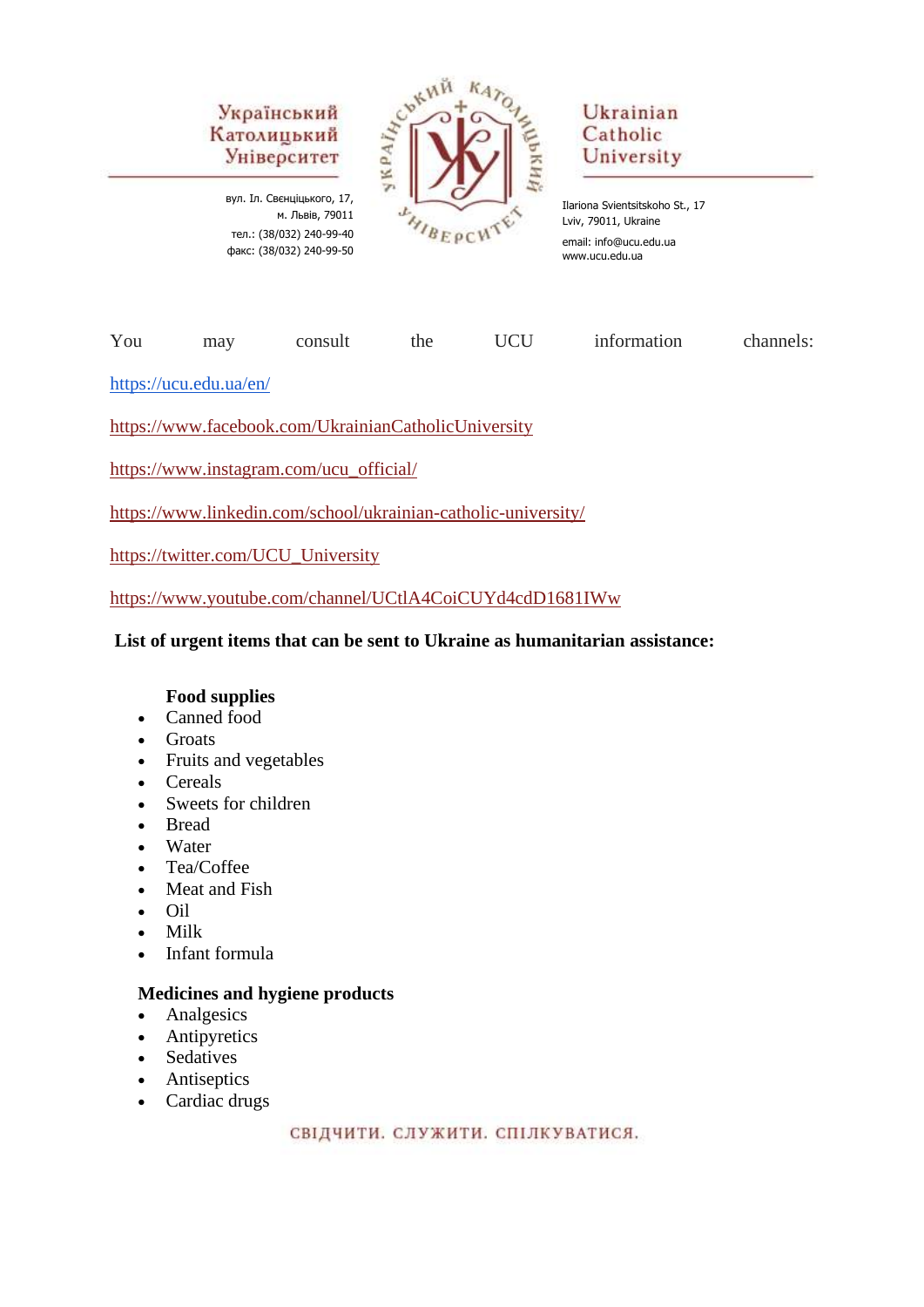Український Католицький Університет

вул. Іл. Свєнціцького, 17,
м. Львів, 79011
тел.: (38/032) 240-99-40
факс: (38/032) 240-99-50

Ukrainian Catholic University

Ilariona Svientsitskoho St., 17
Lviv, 79011, Ukraine
email: info@ucu.edu.ua
www.ucu.edu.ua

You may consult the UCU information channels:

https://ucu.edu.ua/en/

https://www.facebook.com/UkrainianCatholicUniversity

https://www.instagram.com/ucu_official/

https://www.linkedin.com/school/ukrainian-catholic-university/

https://twitter.com/UCU_University

https://www.youtube.com/channel/UCtlA4CoiCUYd4cdD1681IWw

**List of urgent items that can be sent to Ukraine as humanitarian assistance:**

**Food supplies**

- Canned food
- Groats
- Fruits and vegetables
- Cereals
- Sweets for children
- Bread
- Water
- Tea/Coffee
- Meat and Fish
- Oil
- Milk
- Infant formula

**Medicines and hygiene products**

- Analgesics
- Antipyretics
- Sedatives
- Antiseptics
- Cardiac drugs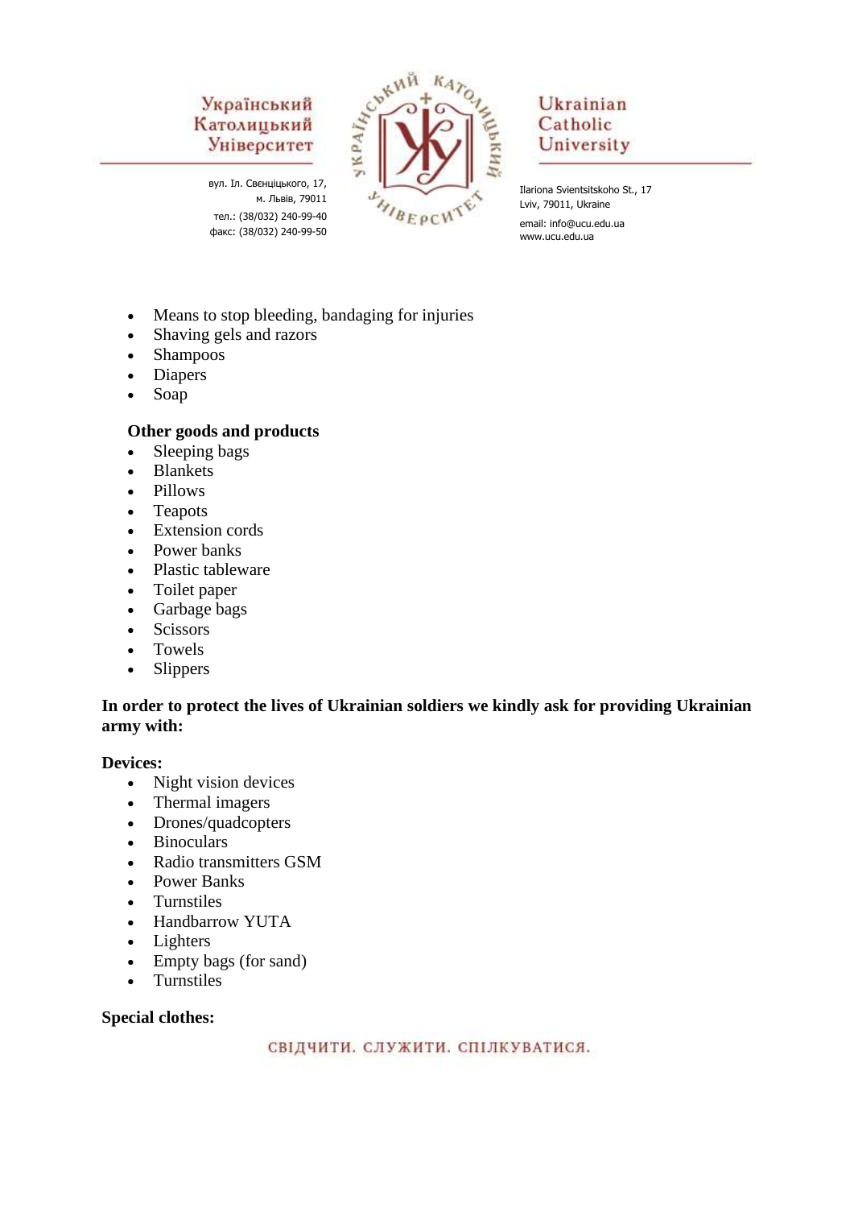- Means to stop bleeding, bandaging for injuries
- Shaving gels and razors
- Shampoos
- Diapers
- Soap

**Other goods and products**

- Sleeping bags
- Blankets
- Pillows
- Teapots
- Extension cords
- Power banks
- Plastic tableware
- Toilet paper
- Garbage bags
- Scissors
- Towels
- Slippers

**In order to protect the lives of Ukrainian soldiers we kindly ask for providing Ukrainian army with:**

**Devices:**

- Night vision devices
- Thermal imagers
- Drones/quadcopters
- Binoculars
- Radio transmitters GSM
- Power Banks
- Turnstiles
- Handbarrow YUTA
- Lighters
- Empty bags (for sand)
- Turnstiles

**Special clothes:**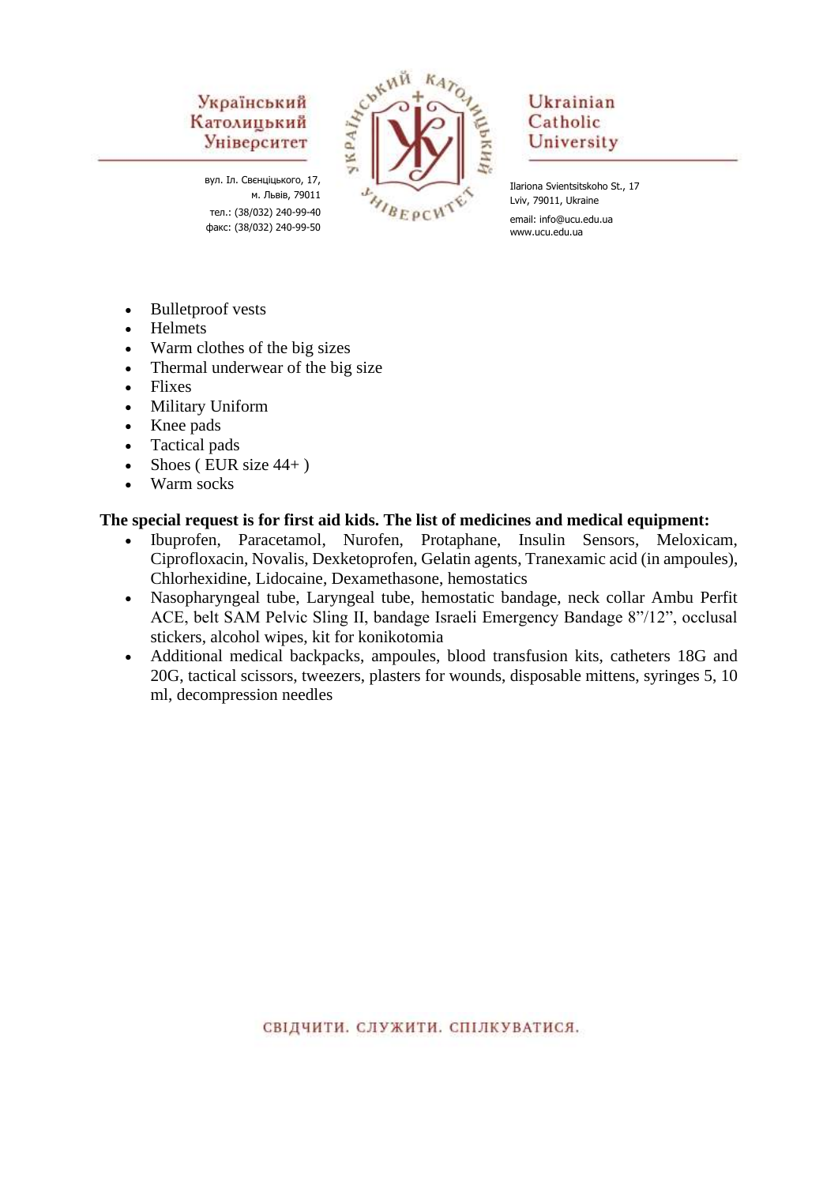- Bulletproof vests
- Helmets
- Warm clothes of the big sizes
- Thermal underwear of the big size
- Flixes
- Military Uniform
- Knee pads
- Tactical pads
- Shoes ( EUR size 44+ )
- Warm socks

**The special request is for first aid kids. The list of medicines and medical equipment:**

- Ibuprofen, Paracetamol, Nurofen, Protaphane, Insulin Sensors, Meloxicam, Ciprofloxacin, Novalis, Dexketoprofen, Gelatin agents, Tranexamic acid (in ampoules), Chlorhexidine, Lidocaine, Dexamethasone, hemostatics
- Nasopharyngeal tube, Laryngeal tube, hemostatic bandage, neck collar Ambu Perfit ACE, belt SAM Pelvic Sling II, bandage Israeli Emergency Bandage 8"/12", occlusal stickers, alcohol wipes, kit for konikotomia
- Additional medical backpacks, ampoules, blood transfusion kits, catheters 18G and 20G, tactical scissors, tweezers, plasters for wounds, disposable mittens, syringes 5, 10 ml, decompression needles